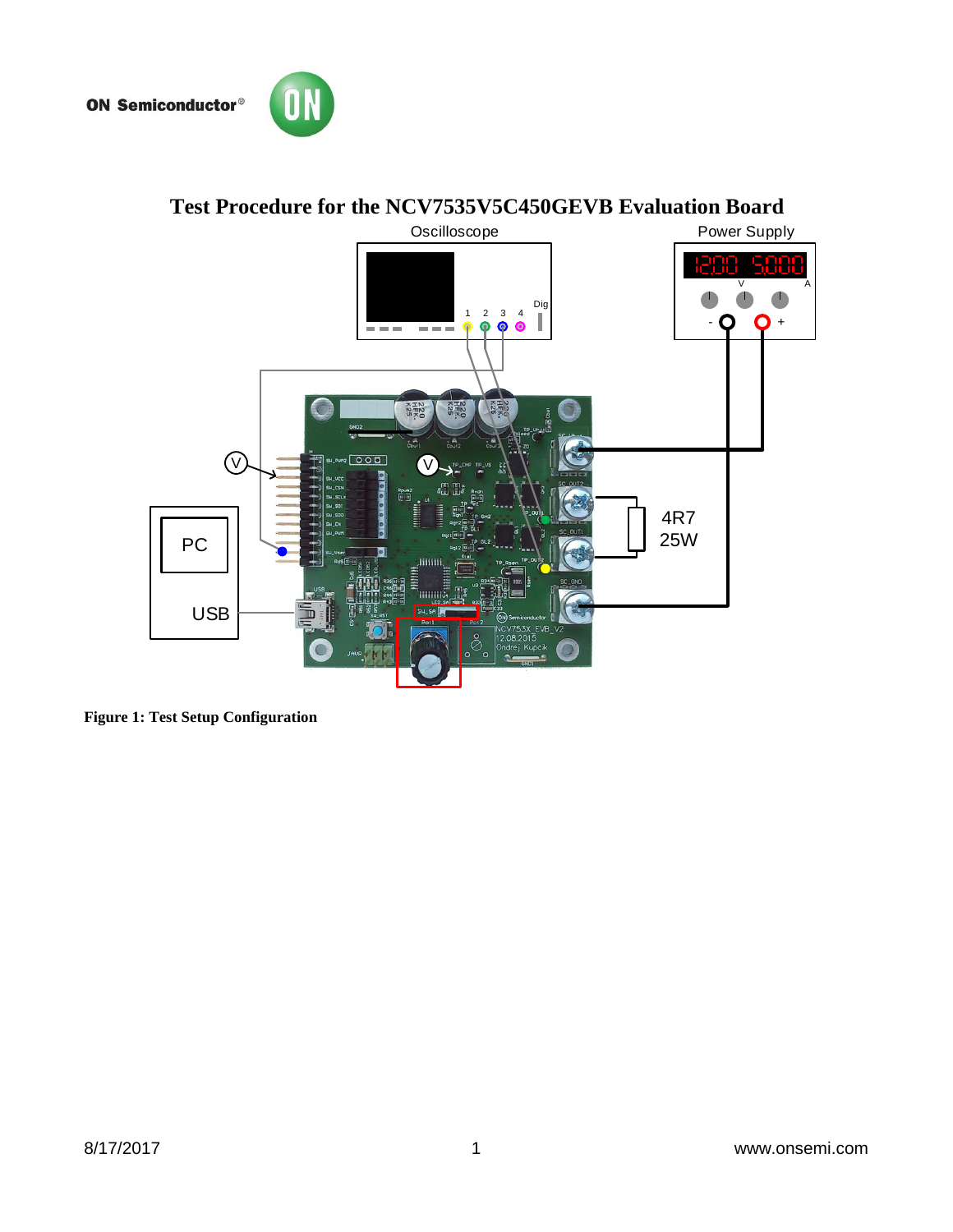# Test Procedure for the NCV7535V5C450GEVB Evaluation Board

Figure 1: Test Setup Configuration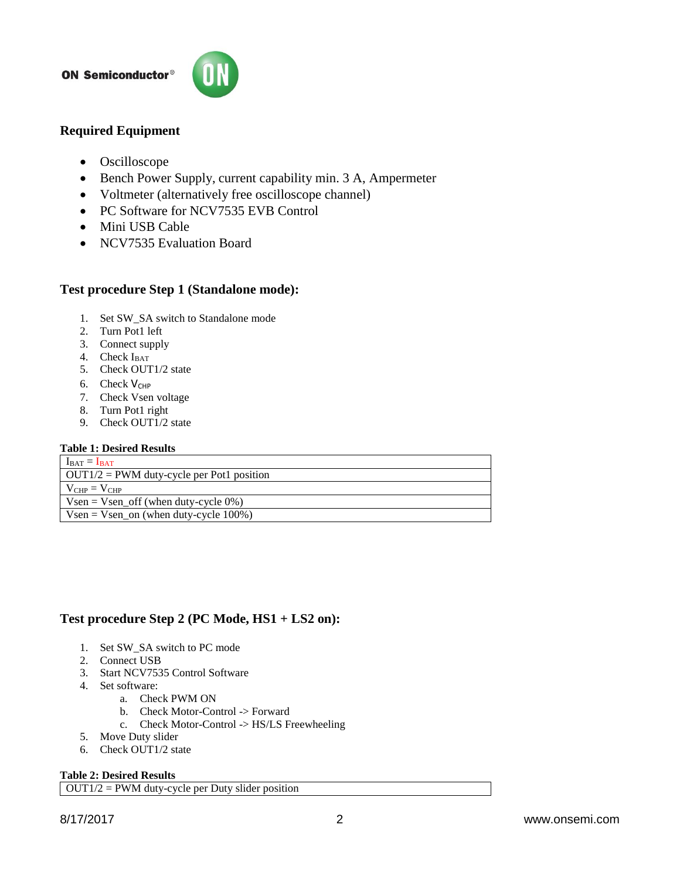## Required Equipment

- Oscilloscope
- Bench Power Supply, current capability min. 3 A, Ampermeter
- Voltmeter (alternatively free oscilloscope channel)
- PC Software for NCV7535 EVB Control
- Mini USB Cable
- NCV7535 Evaluation Board

## Test procedure Step 1 (Standalone mode):

1. Set SW_SA switch to Standalone mode
2. Turn Pot1 left
3. Connect supply
4. Check $I_{BAT}$
5. Check OUT1/2 state
6. Check $V_{CHP}$
7. Check Vsen voltage
8. Turn Pot1 right
9. Check OUT1/2 state

**Table 1: Desired Results**

| |
|---|
| $I_{BAT} = I_{BAT}$ |
| OUT1/2 = PWM duty-cycle per Pot1 position |
| $V_{CHP} = V_{CHP}$ |
| Vsen = Vsen_off (when duty-cycle 0%) |
| Vsen = Vsen_on (when duty-cycle 100%) |

## Test procedure Step 2 (PC Mode, HS1 + LS2 on):

1. Set SW_SA switch to PC mode
2. Connect USB
3. Start NCV7535 Control Software
4. Set software:
   a. Check PWM ON
   b. Check Motor-Control -> Forward
   c. Check Motor-Control -> HS/LS Freewheeling
5. Move Duty slider
6. Check OUT1/2 state

**Table 2: Desired Results**

| |
|---|
| OUT1/2 = PWM duty-cycle per Duty slider position |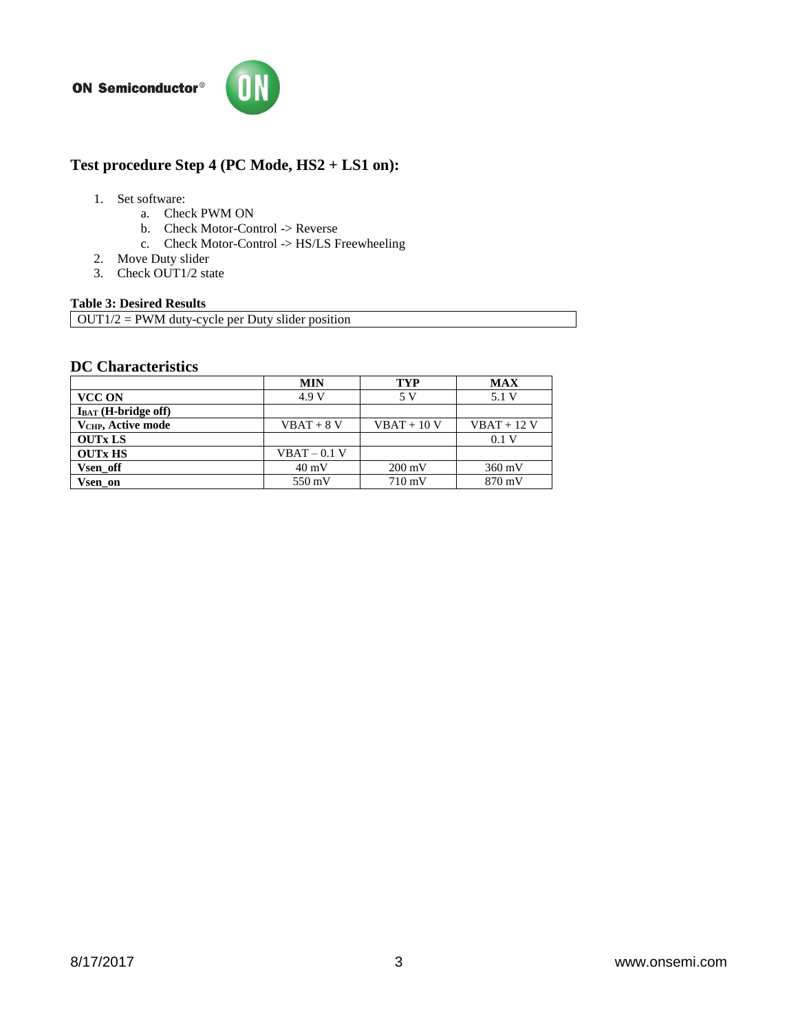### Test procedure Step 4 (PC Mode, HS2 + LS1 on):

1. Set software:
    a. Check PWM ON
    b. Check Motor-Control -> Reverse
    c. Check Motor-Control -> HS/LS Freewheeling
2. Move Duty slider
3. Check OUT1/2 state

**Table 3: Desired Results**

| |
|---|
| OUT1/2 = PWM duty-cycle per Duty slider position |

### DC Characteristics

| | MIN | TYP | MAX |
|---|---|---|---|
| **VCC ON** | 4.9 V | 5 V | 5.1 V |
| **$I_{BAT}$ (H-bridge off)** | | | |
| **$V_{CHP}$, Active mode** | VBAT + 8 V | VBAT + 10 V | VBAT + 12 V |
| **OUTx LS** | | | 0.1 V |
| **OUTx HS** | VBAT – 0.1 V | | |
| **Vsen_off** | 40 mV | 200 mV | 360 mV |
| **Vsen_on** | 550 mV | 710 mV | 870 mV |